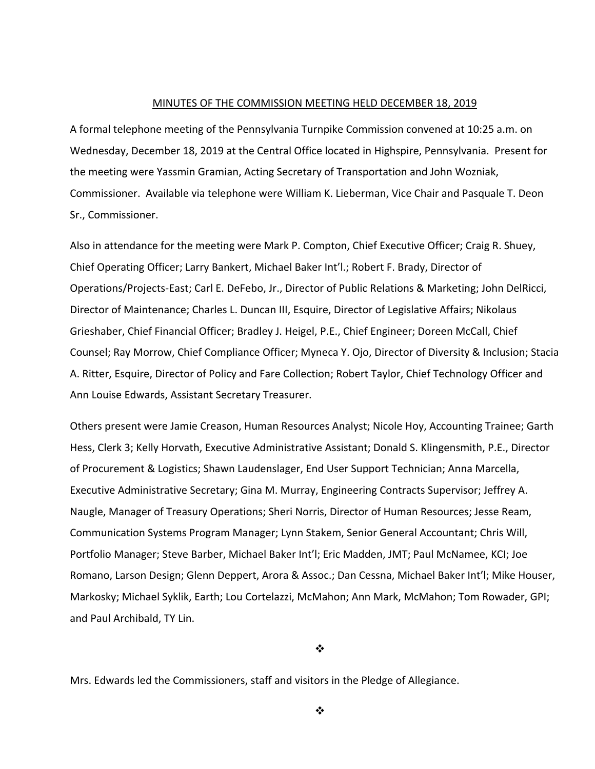<u>MINUTES OF THE COMMISSION MEETING HELD DECEMBER 18, 2019</u>

A formal telephone meeting of the Pennsylvania Turnpike Commission convened at 10:25 a.m. on Wednesday, December 18, 2019 at the Central Office located in Highspire, Pennsylvania. Present for the meeting were Yassmin Gramian, Acting Secretary of Transportation and John Wozniak, Commissioner. Available via telephone were William K. Lieberman, Vice Chair and Pasquale T. Deon Sr., Commissioner.

Also in attendance for the meeting were Mark P. Compton, Chief Executive Officer; Craig R. Shuey, Chief Operating Officer; Larry Bankert, Michael Baker Int'l.; Robert F. Brady, Director of Operations/Projects-East; Carl E. DeFebo, Jr., Director of Public Relations & Marketing; John DelRicci, Director of Maintenance; Charles L. Duncan III, Esquire, Director of Legislative Affairs; Nikolaus Grieshaber, Chief Financial Officer; Bradley J. Heigel, P.E., Chief Engineer; Doreen McCall, Chief Counsel; Ray Morrow, Chief Compliance Officer; Myneca Y. Ojo, Director of Diversity & Inclusion; Stacia A. Ritter, Esquire, Director of Policy and Fare Collection; Robert Taylor, Chief Technology Officer and Ann Louise Edwards, Assistant Secretary Treasurer.

Others present were Jamie Creason, Human Resources Analyst; Nicole Hoy, Accounting Trainee; Garth Hess, Clerk 3; Kelly Horvath, Executive Administrative Assistant; Donald S. Klingensmith, P.E., Director of Procurement & Logistics; Shawn Laudenslager, End User Support Technician; Anna Marcella, Executive Administrative Secretary; Gina M. Murray, Engineering Contracts Supervisor; Jeffrey A. Naugle, Manager of Treasury Operations; Sheri Norris, Director of Human Resources; Jesse Ream, Communication Systems Program Manager; Lynn Stakem, Senior General Accountant; Chris Will, Portfolio Manager; Steve Barber, Michael Baker Int'l; Eric Madden, JMT; Paul McNamee, KCI; Joe Romano, Larson Design; Glenn Deppert, Arora & Assoc.; Dan Cessna, Michael Baker Int'l; Mike Houser, Markosky; Michael Syklik, Earth; Lou Cortelazzi, McMahon; Ann Mark, McMahon; Tom Rowader, GPI; and Paul Archibald, TY Lin.

❖

Mrs. Edwards led the Commissioners, staff and visitors in the Pledge of Allegiance.

❖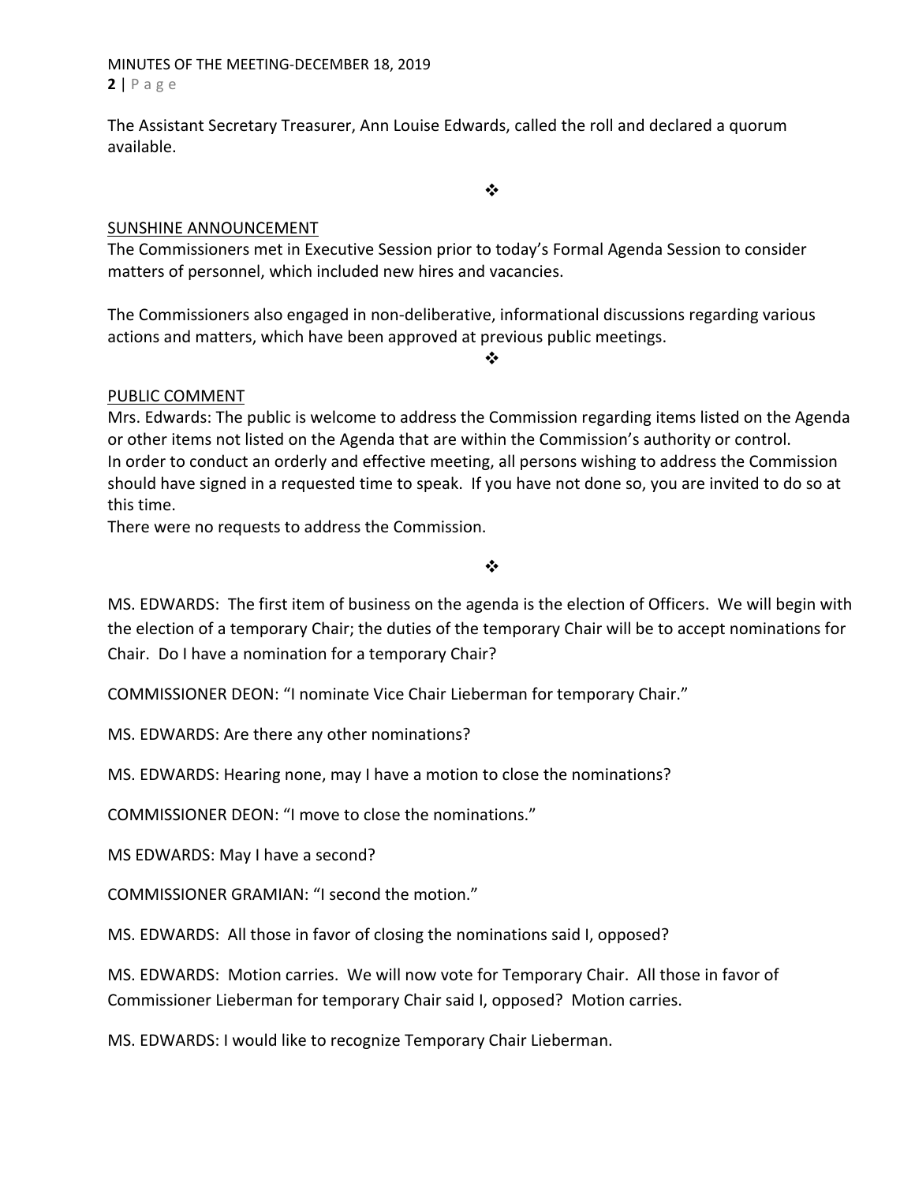The Assistant Secretary Treasurer, Ann Louise Edwards, called the roll and declared a quorum available.

❖

## SUNSHINE ANNOUNCEMENT

The Commissioners met in Executive Session prior to today's Formal Agenda Session to consider matters of personnel, which included new hires and vacancies.

The Commissioners also engaged in non-deliberative, informational discussions regarding various actions and matters, which have been approved at previous public meetings.

❖

## PUBLIC COMMENT

Mrs. Edwards: The public is welcome to address the Commission regarding items listed on the Agenda or other items not listed on the Agenda that are within the Commission's authority or control. In order to conduct an orderly and effective meeting, all persons wishing to address the Commission should have signed in a requested time to speak. If you have not done so, you are invited to do so at this time.

There were no requests to address the Commission.

❖

MS. EDWARDS: The first item of business on the agenda is the election of Officers. We will begin with the election of a temporary Chair; the duties of the temporary Chair will be to accept nominations for Chair. Do I have a nomination for a temporary Chair?

COMMISSIONER DEON: "I nominate Vice Chair Lieberman for temporary Chair."

MS. EDWARDS: Are there any other nominations?

MS. EDWARDS: Hearing none, may I have a motion to close the nominations?

COMMISSIONER DEON: "I move to close the nominations."

MS EDWARDS: May I have a second?

COMMISSIONER GRAMIAN: "I second the motion."

MS. EDWARDS: All those in favor of closing the nominations said I, opposed?

MS. EDWARDS: Motion carries. We will now vote for Temporary Chair. All those in favor of Commissioner Lieberman for temporary Chair said I, opposed? Motion carries.

MS. EDWARDS: I would like to recognize Temporary Chair Lieberman.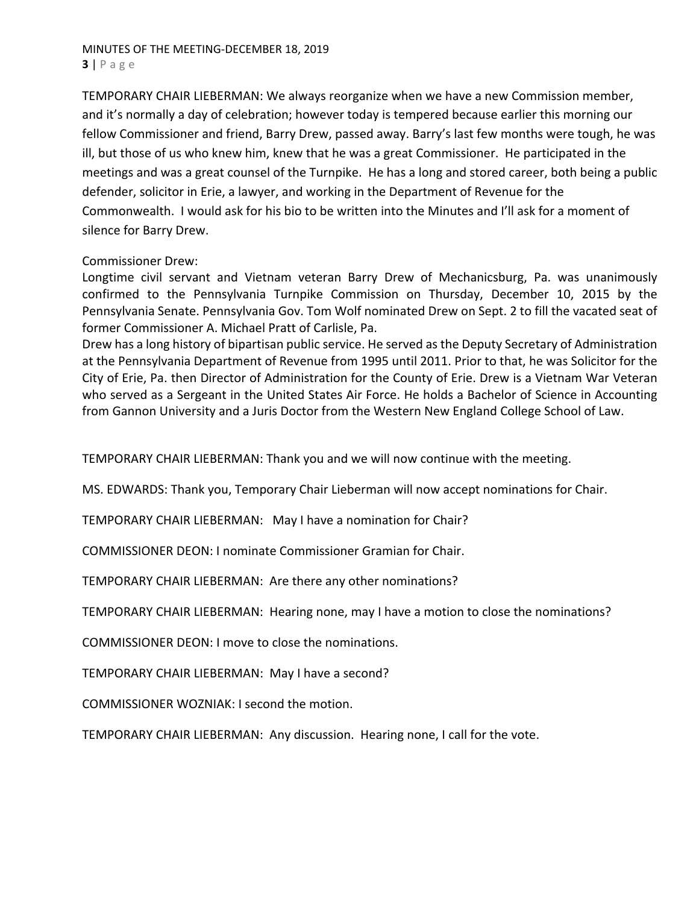TEMPORARY CHAIR LIEBERMAN: We always reorganize when we have a new Commission member, and it's normally a day of celebration; however today is tempered because earlier this morning our fellow Commissioner and friend, Barry Drew, passed away. Barry's last few months were tough, he was ill, but those of us who knew him, knew that he was a great Commissioner. He participated in the meetings and was a great counsel of the Turnpike. He has a long and stored career, both being a public defender, solicitor in Erie, a lawyer, and working in the Department of Revenue for the Commonwealth. I would ask for his bio to be written into the Minutes and I'll ask for a moment of silence for Barry Drew.

Commissioner Drew:
Longtime civil servant and Vietnam veteran Barry Drew of Mechanicsburg, Pa. was unanimously confirmed to the Pennsylvania Turnpike Commission on Thursday, December 10, 2015 by the Pennsylvania Senate. Pennsylvania Gov. Tom Wolf nominated Drew on Sept. 2 to fill the vacated seat of former Commissioner A. Michael Pratt of Carlisle, Pa.
Drew has a long history of bipartisan public service. He served as the Deputy Secretary of Administration at the Pennsylvania Department of Revenue from 1995 until 2011. Prior to that, he was Solicitor for the City of Erie, Pa. then Director of Administration for the County of Erie. Drew is a Vietnam War Veteran who served as a Sergeant in the United States Air Force. He holds a Bachelor of Science in Accounting from Gannon University and a Juris Doctor from the Western New England College School of Law.

TEMPORARY CHAIR LIEBERMAN: Thank you and we will now continue with the meeting.

MS. EDWARDS: Thank you, Temporary Chair Lieberman will now accept nominations for Chair.

TEMPORARY CHAIR LIEBERMAN: May I have a nomination for Chair?

COMMISSIONER DEON: I nominate Commissioner Gramian for Chair.

TEMPORARY CHAIR LIEBERMAN: Are there any other nominations?

TEMPORARY CHAIR LIEBERMAN: Hearing none, may I have a motion to close the nominations?

COMMISSIONER DEON: I move to close the nominations.

TEMPORARY CHAIR LIEBERMAN: May I have a second?

COMMISSIONER WOZNIAK: I second the motion.

TEMPORARY CHAIR LIEBERMAN: Any discussion. Hearing none, I call for the vote.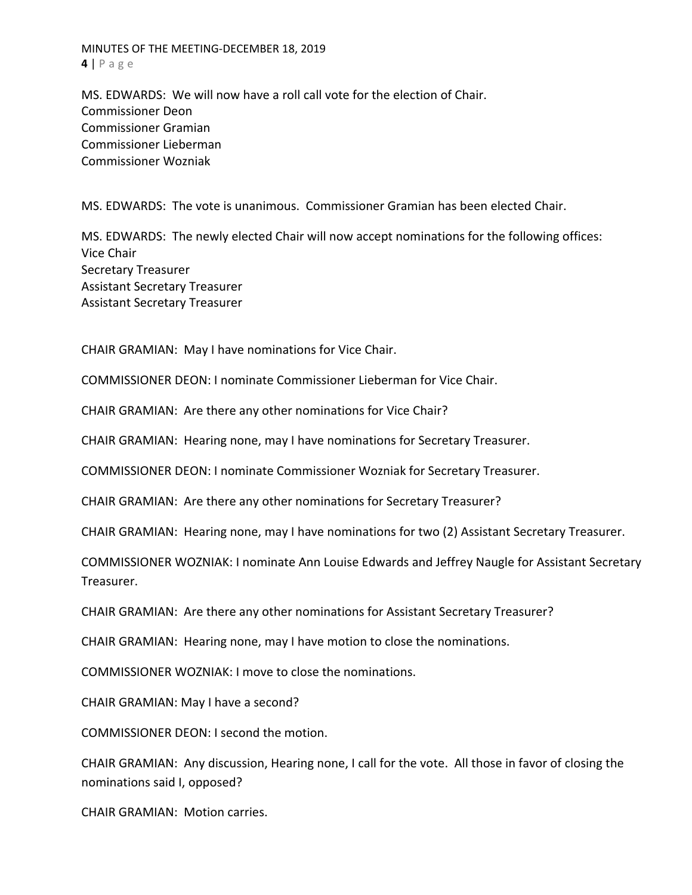MS. EDWARDS: We will now have a roll call vote for the election of Chair.
Commissioner Deon
Commissioner Gramian
Commissioner Lieberman
Commissioner Wozniak

MS. EDWARDS: The vote is unanimous. Commissioner Gramian has been elected Chair.

MS. EDWARDS: The newly elected Chair will now accept nominations for the following offices:
Vice Chair
Secretary Treasurer
Assistant Secretary Treasurer
Assistant Secretary Treasurer

CHAIR GRAMIAN: May I have nominations for Vice Chair.

COMMISSIONER DEON: I nominate Commissioner Lieberman for Vice Chair.

CHAIR GRAMIAN: Are there any other nominations for Vice Chair?

CHAIR GRAMIAN: Hearing none, may I have nominations for Secretary Treasurer.

COMMISSIONER DEON: I nominate Commissioner Wozniak for Secretary Treasurer.

CHAIR GRAMIAN: Are there any other nominations for Secretary Treasurer?

CHAIR GRAMIAN: Hearing none, may I have nominations for two (2) Assistant Secretary Treasurer.

COMMISSIONER WOZNIAK: I nominate Ann Louise Edwards and Jeffrey Naugle for Assistant Secretary Treasurer.

CHAIR GRAMIAN: Are there any other nominations for Assistant Secretary Treasurer?

CHAIR GRAMIAN: Hearing none, may I have motion to close the nominations.

COMMISSIONER WOZNIAK: I move to close the nominations.

CHAIR GRAMIAN: May I have a second?

COMMISSIONER DEON: I second the motion.

CHAIR GRAMIAN: Any discussion, Hearing none, I call for the vote. All those in favor of closing the nominations said I, opposed?

CHAIR GRAMIAN: Motion carries.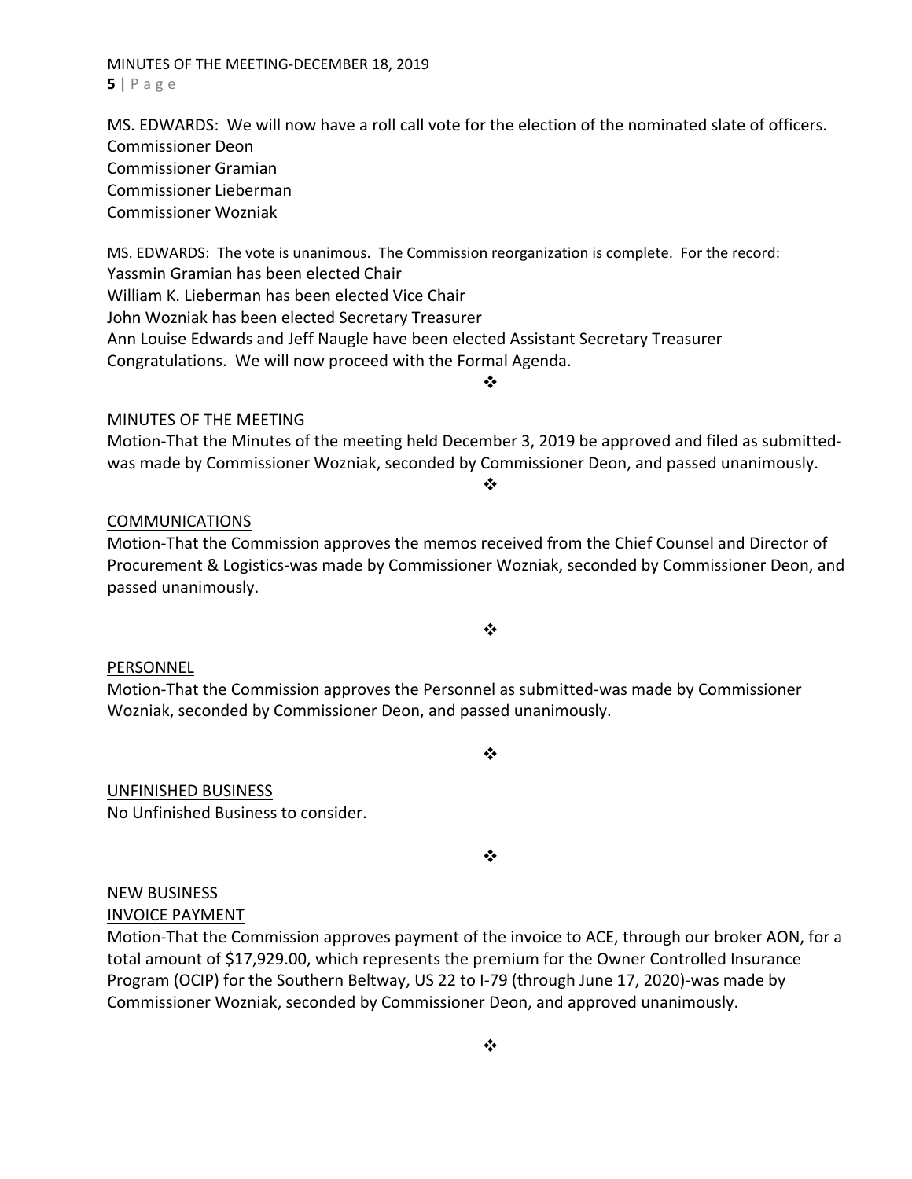MS. EDWARDS: We will now have a roll call vote for the election of the nominated slate of officers.
Commissioner Deon
Commissioner Gramian
Commissioner Lieberman
Commissioner Wozniak

MS. EDWARDS: The vote is unanimous. The Commission reorganization is complete. For the record:
Yassmin Gramian has been elected Chair
William K. Lieberman has been elected Vice Chair
John Wozniak has been elected Secretary Treasurer
Ann Louise Edwards and Jeff Naugle have been elected Assistant Secretary Treasurer
Congratulations. We will now proceed with the Formal Agenda.

❖

MINUTES OF THE MEETING
Motion-That the Minutes of the meeting held December 3, 2019 be approved and filed as submitted-was made by Commissioner Wozniak, seconded by Commissioner Deon, and passed unanimously.

❖

COMMUNICATIONS
Motion-That the Commission approves the memos received from the Chief Counsel and Director of Procurement & Logistics-was made by Commissioner Wozniak, seconded by Commissioner Deon, and passed unanimously.

❖

PERSONNEL
Motion-That the Commission approves the Personnel as submitted-was made by Commissioner Wozniak, seconded by Commissioner Deon, and passed unanimously.

❖

UNFINISHED BUSINESS
No Unfinished Business to consider.

❖

NEW BUSINESS
INVOICE PAYMENT
Motion-That the Commission approves payment of the invoice to ACE, through our broker AON, for a total amount of $17,929.00, which represents the premium for the Owner Controlled Insurance Program (OCIP) for the Southern Beltway, US 22 to I-79 (through June 17, 2020)-was made by Commissioner Wozniak, seconded by Commissioner Deon, and approved unanimously.

❖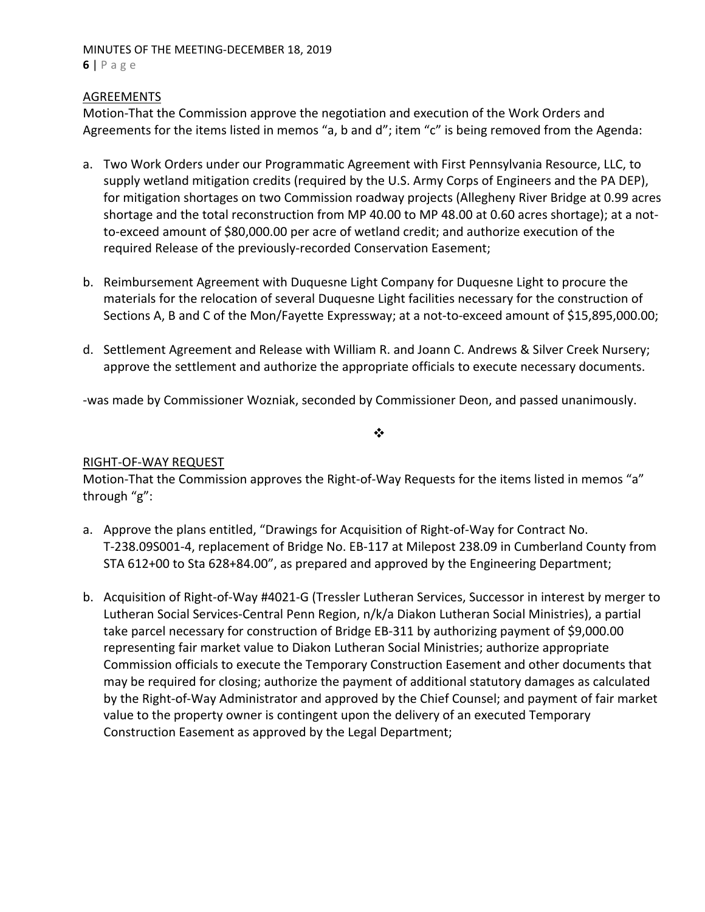AGREEMENTS

Motion-That the Commission approve the negotiation and execution of the Work Orders and Agreements for the items listed in memos "a, b and d"; item "c" is being removed from the Agenda:

a. Two Work Orders under our Programmatic Agreement with First Pennsylvania Resource, LLC, to supply wetland mitigation credits (required by the U.S. Army Corps of Engineers and the PA DEP), for mitigation shortages on two Commission roadway projects (Allegheny River Bridge at 0.99 acres shortage and the total reconstruction from MP 40.00 to MP 48.00 at 0.60 acres shortage); at a not-to-exceed amount of $80,000.00 per acre of wetland credit; and authorize execution of the required Release of the previously-recorded Conservation Easement;

b. Reimbursement Agreement with Duquesne Light Company for Duquesne Light to procure the materials for the relocation of several Duquesne Light facilities necessary for the construction of Sections A, B and C of the Mon/Fayette Expressway; at a not-to-exceed amount of $15,895,000.00;

d. Settlement Agreement and Release with William R. and Joann C. Andrews & Silver Creek Nursery; approve the settlement and authorize the appropriate officials to execute necessary documents.

-was made by Commissioner Wozniak, seconded by Commissioner Deon, and passed unanimously.

❖

RIGHT-OF-WAY REQUEST

Motion-That the Commission approves the Right-of-Way Requests for the items listed in memos "a" through "g":

a. Approve the plans entitled, "Drawings for Acquisition of Right-of-Way for Contract No. T-238.09S001-4, replacement of Bridge No. EB-117 at Milepost 238.09 in Cumberland County from STA 612+00 to Sta 628+84.00", as prepared and approved by the Engineering Department;

b. Acquisition of Right-of-Way #4021-G (Tressler Lutheran Services, Successor in interest by merger to Lutheran Social Services-Central Penn Region, n/k/a Diakon Lutheran Social Ministries), a partial take parcel necessary for construction of Bridge EB-311 by authorizing payment of $9,000.00 representing fair market value to Diakon Lutheran Social Ministries; authorize appropriate Commission officials to execute the Temporary Construction Easement and other documents that may be required for closing; authorize the payment of additional statutory damages as calculated by the Right-of-Way Administrator and approved by the Chief Counsel; and payment of fair market value to the property owner is contingent upon the delivery of an executed Temporary Construction Easement as approved by the Legal Department;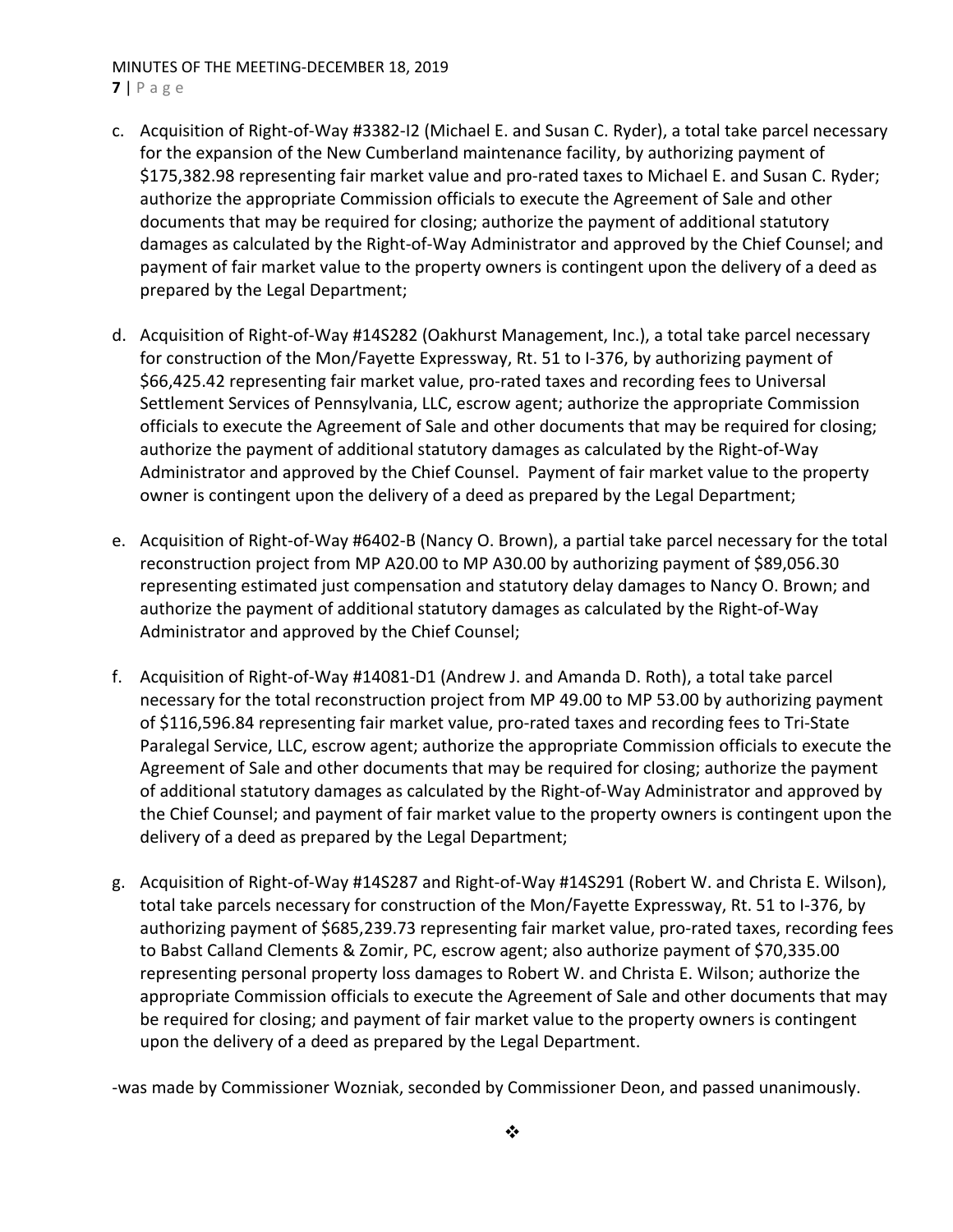c. Acquisition of Right-of-Way #3382-I2 (Michael E. and Susan C. Ryder), a total take parcel necessary for the expansion of the New Cumberland maintenance facility, by authorizing payment of $175,382.98 representing fair market value and pro-rated taxes to Michael E. and Susan C. Ryder; authorize the appropriate Commission officials to execute the Agreement of Sale and other documents that may be required for closing; authorize the payment of additional statutory damages as calculated by the Right-of-Way Administrator and approved by the Chief Counsel; and payment of fair market value to the property owners is contingent upon the delivery of a deed as prepared by the Legal Department;

d. Acquisition of Right-of-Way #14S282 (Oakhurst Management, Inc.), a total take parcel necessary for construction of the Mon/Fayette Expressway, Rt. 51 to I-376, by authorizing payment of $66,425.42 representing fair market value, pro-rated taxes and recording fees to Universal Settlement Services of Pennsylvania, LLC, escrow agent; authorize the appropriate Commission officials to execute the Agreement of Sale and other documents that may be required for closing; authorize the payment of additional statutory damages as calculated by the Right-of-Way Administrator and approved by the Chief Counsel. Payment of fair market value to the property owner is contingent upon the delivery of a deed as prepared by the Legal Department;

e. Acquisition of Right-of-Way #6402-B (Nancy O. Brown), a partial take parcel necessary for the total reconstruction project from MP A20.00 to MP A30.00 by authorizing payment of $89,056.30 representing estimated just compensation and statutory delay damages to Nancy O. Brown; and authorize the payment of additional statutory damages as calculated by the Right-of-Way Administrator and approved by the Chief Counsel;

f. Acquisition of Right-of-Way #14081-D1 (Andrew J. and Amanda D. Roth), a total take parcel necessary for the total reconstruction project from MP 49.00 to MP 53.00 by authorizing payment of $116,596.84 representing fair market value, pro-rated taxes and recording fees to Tri-State Paralegal Service, LLC, escrow agent; authorize the appropriate Commission officials to execute the Agreement of Sale and other documents that may be required for closing; authorize the payment of additional statutory damages as calculated by the Right-of-Way Administrator and approved by the Chief Counsel; and payment of fair market value to the property owners is contingent upon the delivery of a deed as prepared by the Legal Department;

g. Acquisition of Right-of-Way #14S287 and Right-of-Way #14S291 (Robert W. and Christa E. Wilson), total take parcels necessary for construction of the Mon/Fayette Expressway, Rt. 51 to I-376, by authorizing payment of $685,239.73 representing fair market value, pro-rated taxes, recording fees to Babst Calland Clements & Zomir, PC, escrow agent; also authorize payment of $70,335.00 representing personal property loss damages to Robert W. and Christa E. Wilson; authorize the appropriate Commission officials to execute the Agreement of Sale and other documents that may be required for closing; and payment of fair market value to the property owners is contingent upon the delivery of a deed as prepared by the Legal Department.

-was made by Commissioner Wozniak, seconded by Commissioner Deon, and passed unanimously.

❖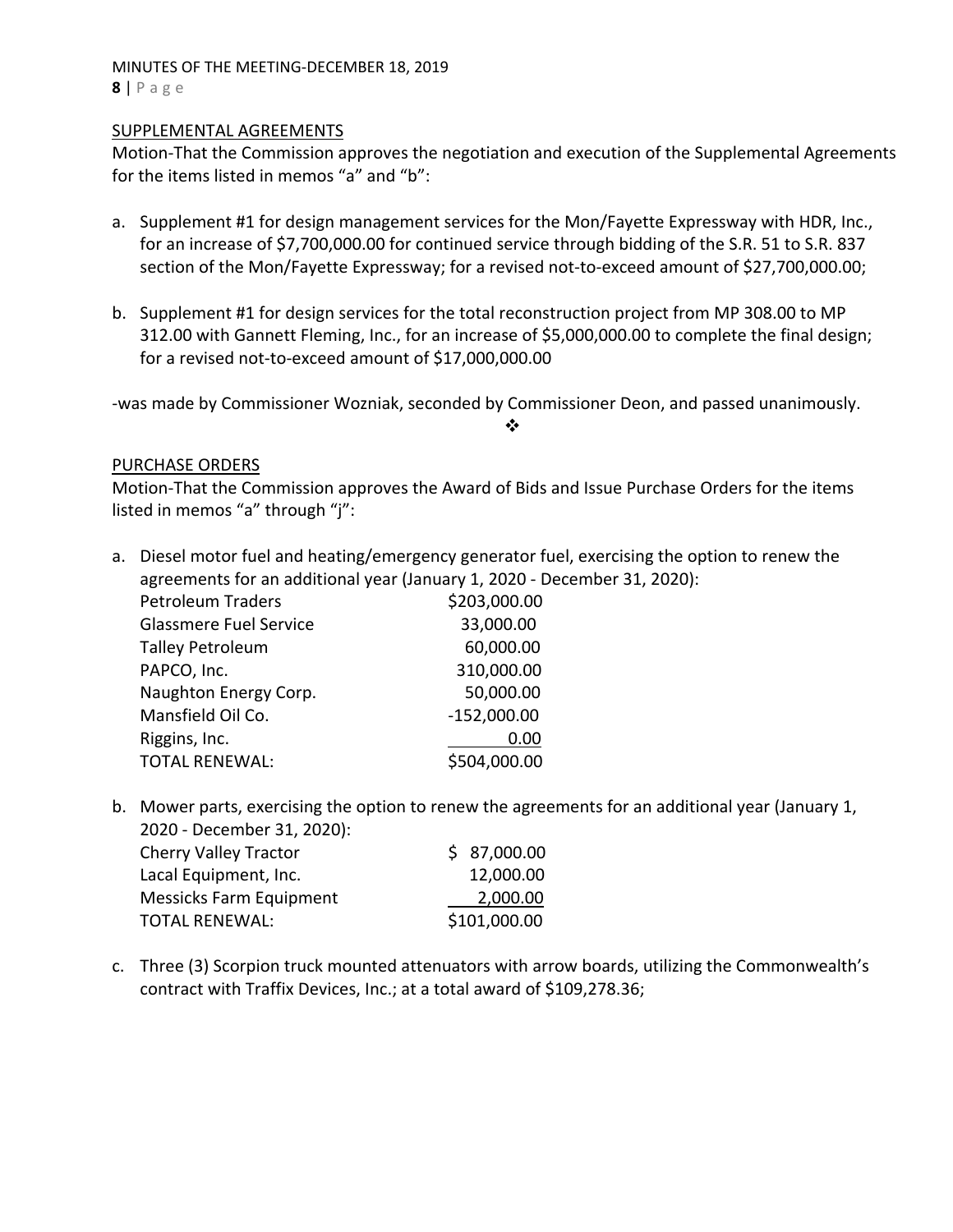SUPPLEMENTAL AGREEMENTS

Motion-That the Commission approves the negotiation and execution of the Supplemental Agreements for the items listed in memos "a" and "b":

a. Supplement #1 for design management services for the Mon/Fayette Expressway with HDR, Inc., for an increase of $7,700,000.00 for continued service through bidding of the S.R. 51 to S.R. 837 section of the Mon/Fayette Expressway; for a revised not-to-exceed amount of $27,700,000.00;

b. Supplement #1 for design services for the total reconstruction project from MP 308.00 to MP 312.00 with Gannett Fleming, Inc., for an increase of $5,000,000.00 to complete the final design; for a revised not-to-exceed amount of $17,000,000.00

-was made by Commissioner Wozniak, seconded by Commissioner Deon, and passed unanimously.

❖

PURCHASE ORDERS

Motion-That the Commission approves the Award of Bids and Issue Purchase Orders for the items listed in memos "a" through "j":

a. Diesel motor fuel and heating/emergency generator fuel, exercising the option to renew the agreements for an additional year (January 1, 2020 - December 31, 2020):

| | |
|---|---|
| Petroleum Traders | $203,000.00 |
| Glassmere Fuel Service | 33,000.00 |
| Talley Petroleum | 60,000.00 |
| PAPCO, Inc. | 310,000.00 |
| Naughton Energy Corp. | 50,000.00 |
| Mansfield Oil Co. | -152,000.00 |
| Riggins, Inc. | 0.00 |
| TOTAL RENEWAL: | $504,000.00 |

b. Mower parts, exercising the option to renew the agreements for an additional year (January 1, 2020 - December 31, 2020):

| | |
|---|---|
| Cherry Valley Tractor | $ 87,000.00 |
| Lacal Equipment, Inc. | 12,000.00 |
| Messicks Farm Equipment | 2,000.00 |
| TOTAL RENEWAL: | $101,000.00 |

c. Three (3) Scorpion truck mounted attenuators with arrow boards, utilizing the Commonwealth's contract with Traffix Devices, Inc.; at a total award of $109,278.36;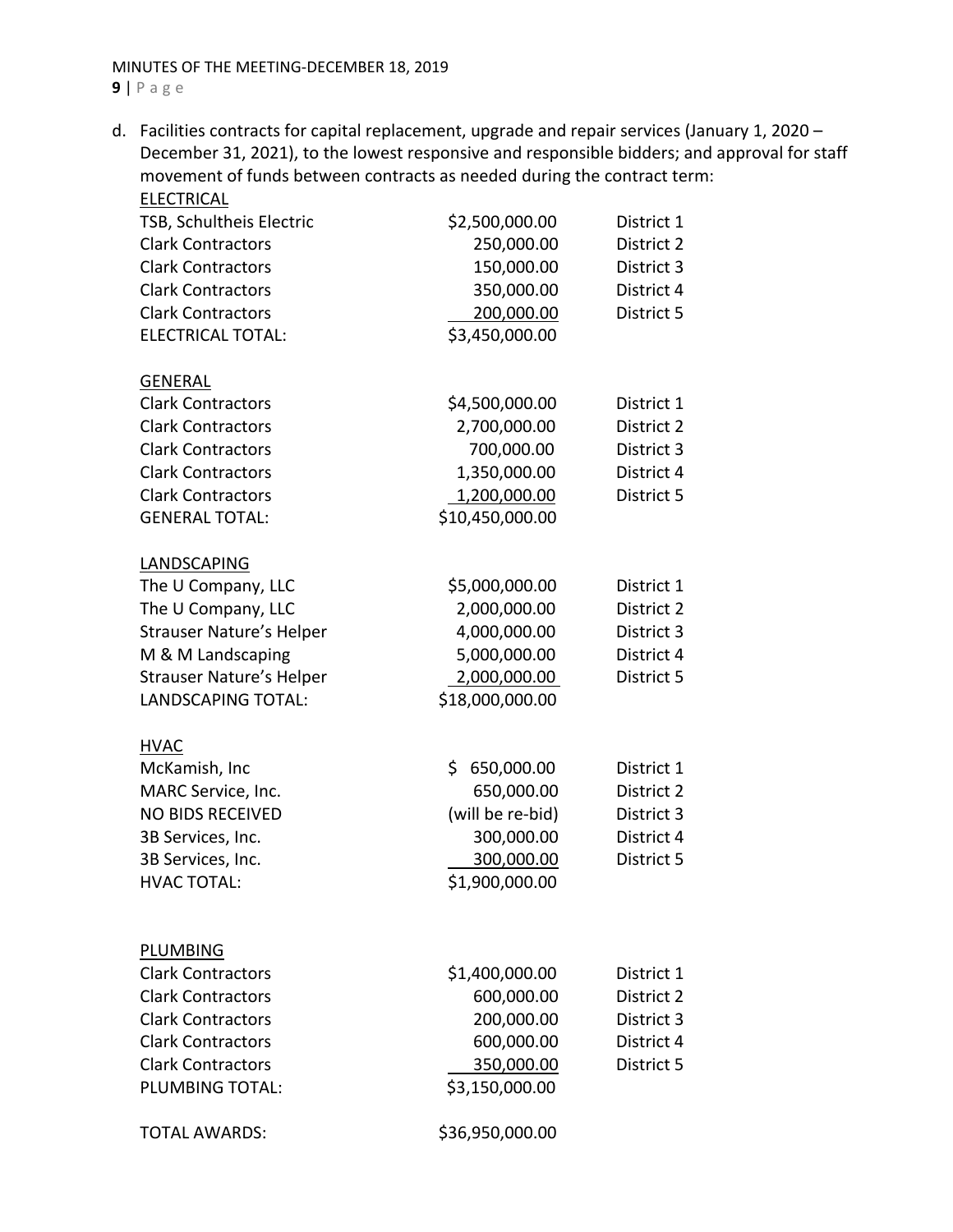d. Facilities contracts for capital replacement, upgrade and repair services (January 1, 2020 – December 31, 2021), to the lowest responsive and responsible bidders; and approval for staff movement of funds between contracts as needed during the contract term:

| ELECTRICAL | | |
|---|---|---|
| TSB, Schultheis Electric | $2,500,000.00 | District 1 |
| Clark Contractors | 250,000.00 | District 2 |
| Clark Contractors | 150,000.00 | District 3 |
| Clark Contractors | 350,000.00 | District 4 |
| Clark Contractors | 200,000.00 | District 5 |
| ELECTRICAL TOTAL: | $3,450,000.00 | |

| GENERAL | | |
|---|---|---|
| Clark Contractors | $4,500,000.00 | District 1 |
| Clark Contractors | 2,700,000.00 | District 2 |
| Clark Contractors | 700,000.00 | District 3 |
| Clark Contractors | 1,350,000.00 | District 4 |
| Clark Contractors | 1,200,000.00 | District 5 |
| GENERAL TOTAL: | $10,450,000.00 | |

| LANDSCAPING | | |
|---|---|---|
| The U Company, LLC | $5,000,000.00 | District 1 |
| The U Company, LLC | 2,000,000.00 | District 2 |
| Strauser Nature's Helper | 4,000,000.00 | District 3 |
| M & M Landscaping | 5,000,000.00 | District 4 |
| Strauser Nature's Helper | 2,000,000.00 | District 5 |
| LANDSCAPING TOTAL: | $18,000,000.00 | |

| HVAC | | |
|---|---|---|
| McKamish, Inc | $ 650,000.00 | District 1 |
| MARC Service, Inc. | 650,000.00 | District 2 |
| NO BIDS RECEIVED | (will be re-bid) | District 3 |
| 3B Services, Inc. | 300,000.00 | District 4 |
| 3B Services, Inc. | 300,000.00 | District 5 |
| HVAC TOTAL: | $1,900,000.00 | |

| PLUMBING | | |
|---|---|---|
| Clark Contractors | $1,400,000.00 | District 1 |
| Clark Contractors | 600,000.00 | District 2 |
| Clark Contractors | 200,000.00 | District 3 |
| Clark Contractors | 600,000.00 | District 4 |
| Clark Contractors | 350,000.00 | District 5 |
| PLUMBING TOTAL: | $3,150,000.00 | |

TOTAL AWARDS: $36,950,000.00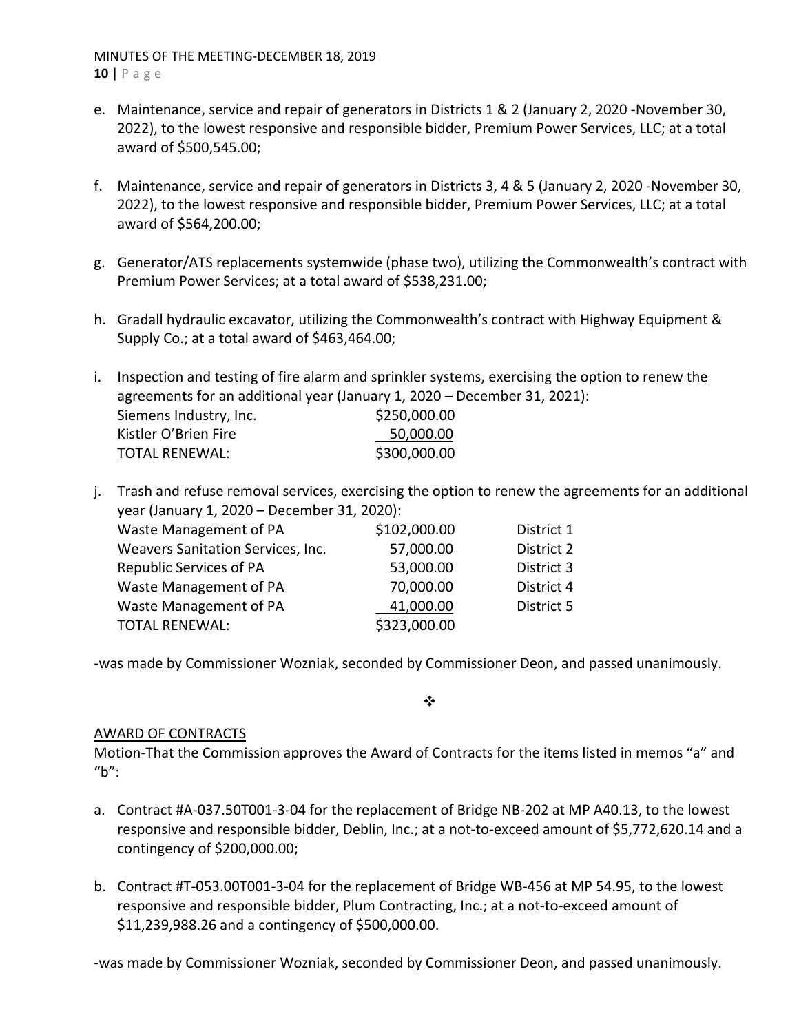e. Maintenance, service and repair of generators in Districts 1 & 2 (January 2, 2020 -November 30, 2022), to the lowest responsive and responsible bidder, Premium Power Services, LLC; at a total award of $500,545.00;

f. Maintenance, service and repair of generators in Districts 3, 4 & 5 (January 2, 2020 -November 30, 2022), to the lowest responsive and responsible bidder, Premium Power Services, LLC; at a total award of $564,200.00;

g. Generator/ATS replacements systemwide (phase two), utilizing the Commonwealth's contract with Premium Power Services; at a total award of $538,231.00;

h. Gradall hydraulic excavator, utilizing the Commonwealth's contract with Highway Equipment & Supply Co.; at a total award of $463,464.00;

i. Inspection and testing of fire alarm and sprinkler systems, exercising the option to renew the agreements for an additional year (January 1, 2020 – December 31, 2021):

| | |
|---|---|
| Siemens Industry, Inc. | $250,000.00 |
| Kistler O'Brien Fire | 50,000.00 |
| TOTAL RENEWAL: | $300,000.00 |

j. Trash and refuse removal services, exercising the option to renew the agreements for an additional year (January 1, 2020 – December 31, 2020):

| | | |
|---|---|---|
| Waste Management of PA | $102,000.00 | District 1 |
| Weavers Sanitation Services, Inc. | 57,000.00 | District 2 |
| Republic Services of PA | 53,000.00 | District 3 |
| Waste Management of PA | 70,000.00 | District 4 |
| Waste Management of PA | 41,000.00 | District 5 |
| TOTAL RENEWAL: | $323,000.00 | |

-was made by Commissioner Wozniak, seconded by Commissioner Deon, and passed unanimously.

❖

AWARD OF CONTRACTS

Motion-That the Commission approves the Award of Contracts for the items listed in memos "a" and "b":

a. Contract #A-037.50T001-3-04 for the replacement of Bridge NB-202 at MP A40.13, to the lowest responsive and responsible bidder, Deblin, Inc.; at a not-to-exceed amount of $5,772,620.14 and a contingency of $200,000.00;

b. Contract #T-053.00T001-3-04 for the replacement of Bridge WB-456 at MP 54.95, to the lowest responsive and responsible bidder, Plum Contracting, Inc.; at a not-to-exceed amount of $11,239,988.26 and a contingency of $500,000.00.

-was made by Commissioner Wozniak, seconded by Commissioner Deon, and passed unanimously.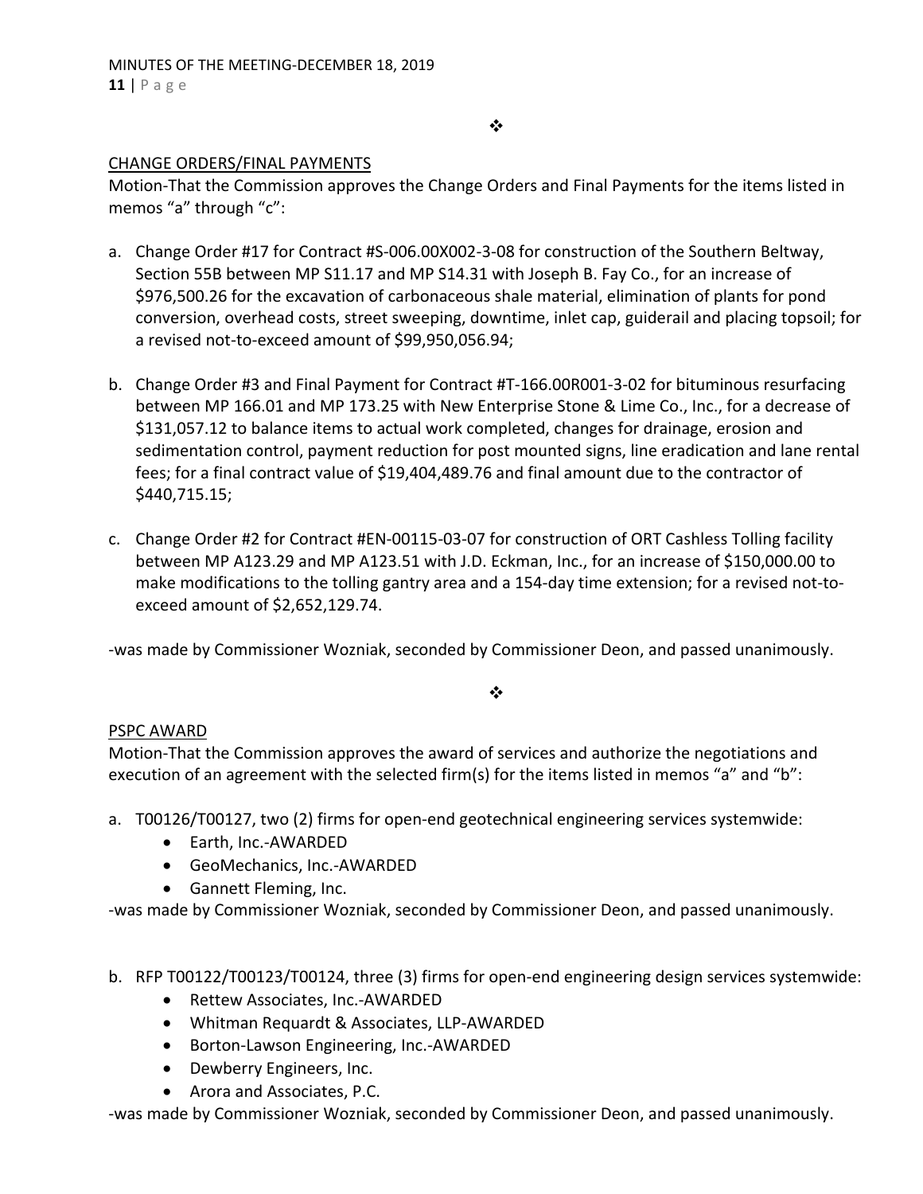❖

CHANGE ORDERS/FINAL PAYMENTS

Motion-That the Commission approves the Change Orders and Final Payments for the items listed in memos "a" through "c":

a. Change Order #17 for Contract #S-006.00X002-3-08 for construction of the Southern Beltway, Section 55B between MP S11.17 and MP S14.31 with Joseph B. Fay Co., for an increase of $976,500.26 for the excavation of carbonaceous shale material, elimination of plants for pond conversion, overhead costs, street sweeping, downtime, inlet cap, guiderail and placing topsoil; for a revised not-to-exceed amount of $99,950,056.94;

b. Change Order #3 and Final Payment for Contract #T-166.00R001-3-02 for bituminous resurfacing between MP 166.01 and MP 173.25 with New Enterprise Stone & Lime Co., Inc., for a decrease of $131,057.12 to balance items to actual work completed, changes for drainage, erosion and sedimentation control, payment reduction for post mounted signs, line eradication and lane rental fees; for a final contract value of $19,404,489.76 and final amount due to the contractor of $440,715.15;

c. Change Order #2 for Contract #EN-00115-03-07 for construction of ORT Cashless Tolling facility between MP A123.29 and MP A123.51 with J.D. Eckman, Inc., for an increase of $150,000.00 to make modifications to the tolling gantry area and a 154-day time extension; for a revised not-to-exceed amount of $2,652,129.74.

-was made by Commissioner Wozniak, seconded by Commissioner Deon, and passed unanimously.

❖

PSPC AWARD

Motion-That the Commission approves the award of services and authorize the negotiations and execution of an agreement with the selected firm(s) for the items listed in memos "a" and "b":

a. T00126/T00127, two (2) firms for open-end geotechnical engineering services systemwide:
   - Earth, Inc.-AWARDED
   - GeoMechanics, Inc.-AWARDED
   - Gannett Fleming, Inc.

-was made by Commissioner Wozniak, seconded by Commissioner Deon, and passed unanimously.

b. RFP T00122/T00123/T00124, three (3) firms for open-end engineering design services systemwide:
   - Rettew Associates, Inc.-AWARDED
   - Whitman Requardt & Associates, LLP-AWARDED
   - Borton-Lawson Engineering, Inc.-AWARDED
   - Dewberry Engineers, Inc.
   - Arora and Associates, P.C.

-was made by Commissioner Wozniak, seconded by Commissioner Deon, and passed unanimously.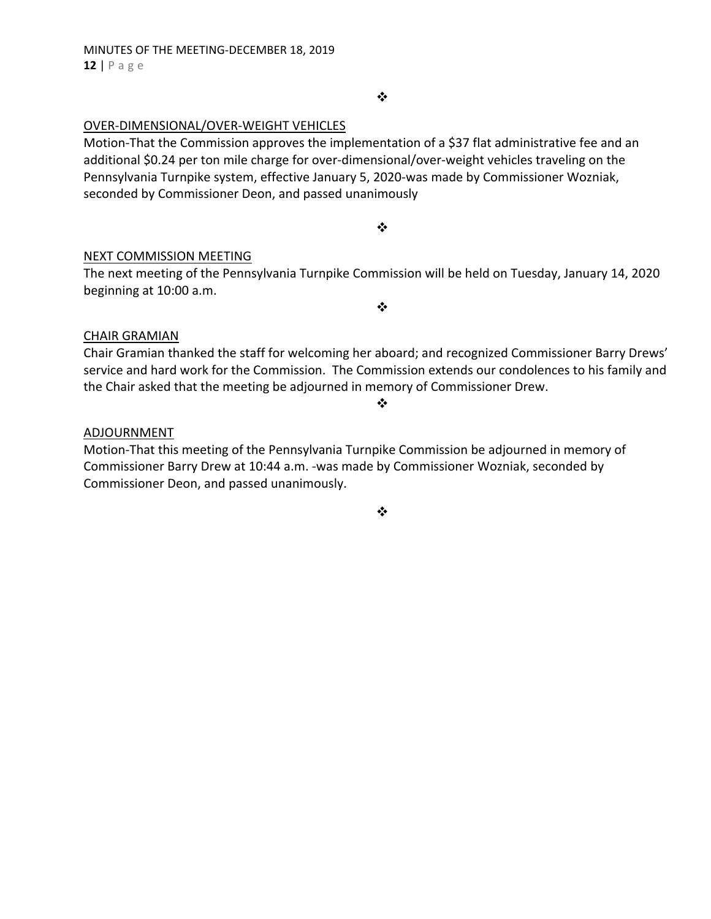❖

OVER-DIMENSIONAL/OVER-WEIGHT VEHICLES

Motion-That the Commission approves the implementation of a $37 flat administrative fee and an additional $0.24 per ton mile charge for over-dimensional/over-weight vehicles traveling on the Pennsylvania Turnpike system, effective January 5, 2020-was made by Commissioner Wozniak, seconded by Commissioner Deon, and passed unanimously

❖

NEXT COMMISSION MEETING

The next meeting of the Pennsylvania Turnpike Commission will be held on Tuesday, January 14, 2020 beginning at 10:00 a.m.

❖

CHAIR GRAMIAN

Chair Gramian thanked the staff for welcoming her aboard; and recognized Commissioner Barry Drews' service and hard work for the Commission. The Commission extends our condolences to his family and the Chair asked that the meeting be adjourned in memory of Commissioner Drew.

❖

ADJOURNMENT

Motion-That this meeting of the Pennsylvania Turnpike Commission be adjourned in memory of Commissioner Barry Drew at 10:44 a.m. -was made by Commissioner Wozniak, seconded by Commissioner Deon, and passed unanimously.

❖